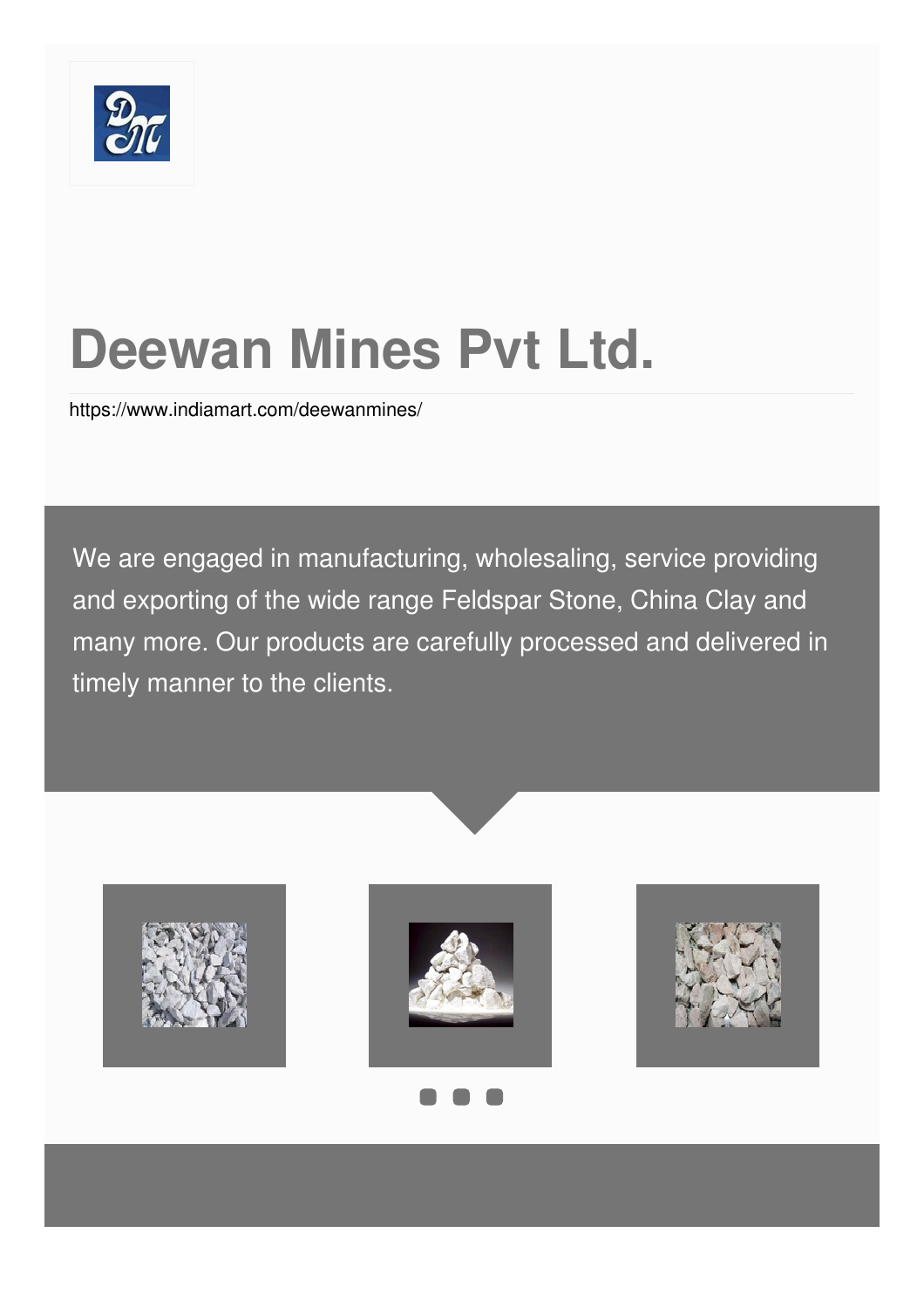# Deewan Mines Pvt Ltd.

https://www.indiamart.com/deewanmines/

We are engaged in manufacturing, wholesaling, service providing and exporting of the wide range Feldspar Stone, China Clay and many more. Our products are carefully processed and delivered in timely manner to the clients.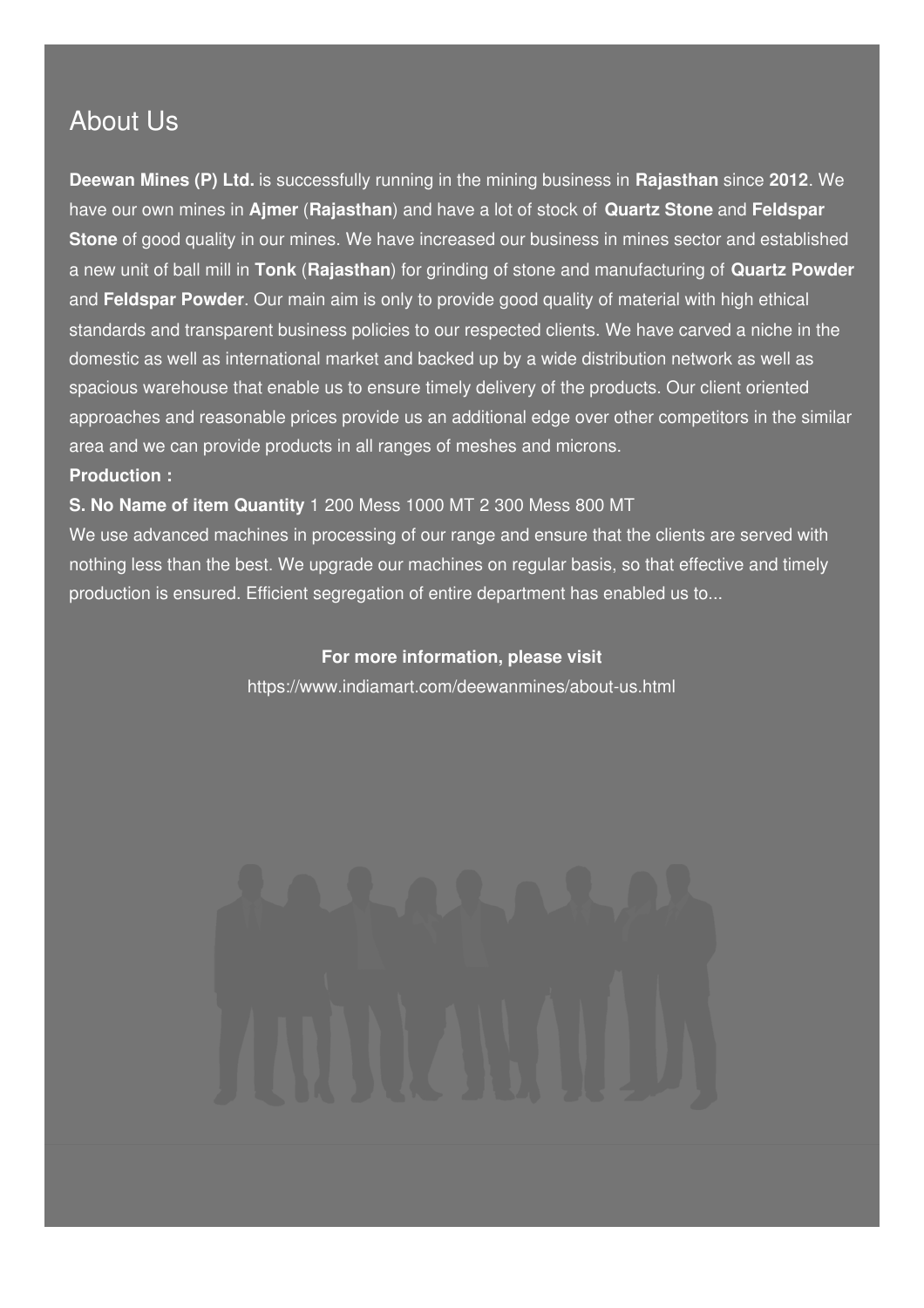## About Us

**Deewan Mines (P) Ltd.** is successfully running in the mining business in **Rajasthan** since **2012**. We have our own mines in **Ajmer** (**Rajasthan**) and have a lot of stock of **Quartz Stone** and **Feldspar Stone** of good quality in our mines. We have increased our business in mines sector and established a new unit of ball mill in **Tonk** (**Rajasthan**) for grinding of stone and manufacturing of **Quartz Powder** and **Feldspar Powder**. Our main aim is only to provide good quality of material with high ethical standards and transparent business policies to our respected clients. We have carved a niche in the domestic as well as international market and backed up by a wide distribution network as well as spacious warehouse that enable us to ensure timely delivery of the products. Our client oriented approaches and reasonable prices provide us an additional edge over other competitors in the similar area and we can provide products in all ranges of meshes and microns.

**Production :**

**S. No Name of item Quantity** 1 200 Mess 1000 MT 2 300 Mess 800 MT

We use advanced machines in processing of our range and ensure that the clients are served with nothing less than the best. We upgrade our machines on regular basis, so that effective and timely production is ensured. Efficient segregation of entire department has enabled us to...

**For more information, please visit**

https://www.indiamart.com/deewanmines/about-us.html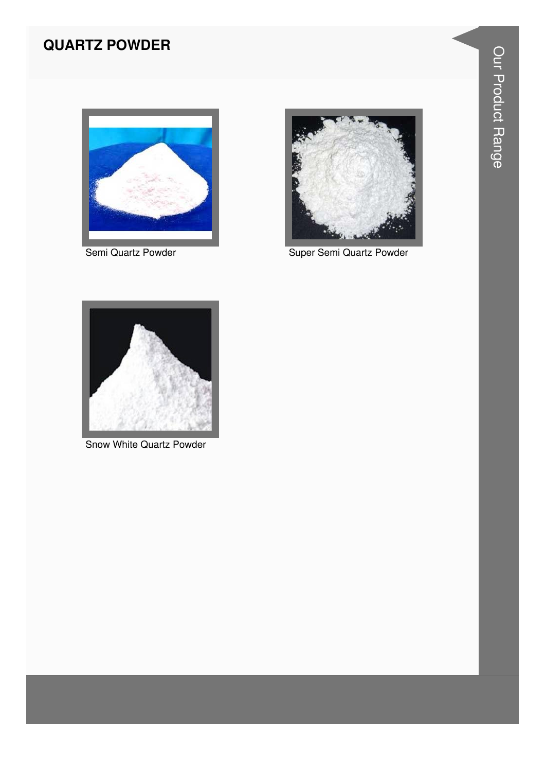## QUARTZ POWDER

Semi Quartz Powder

Super Semi Quartz Powder

Snow White Quartz Powder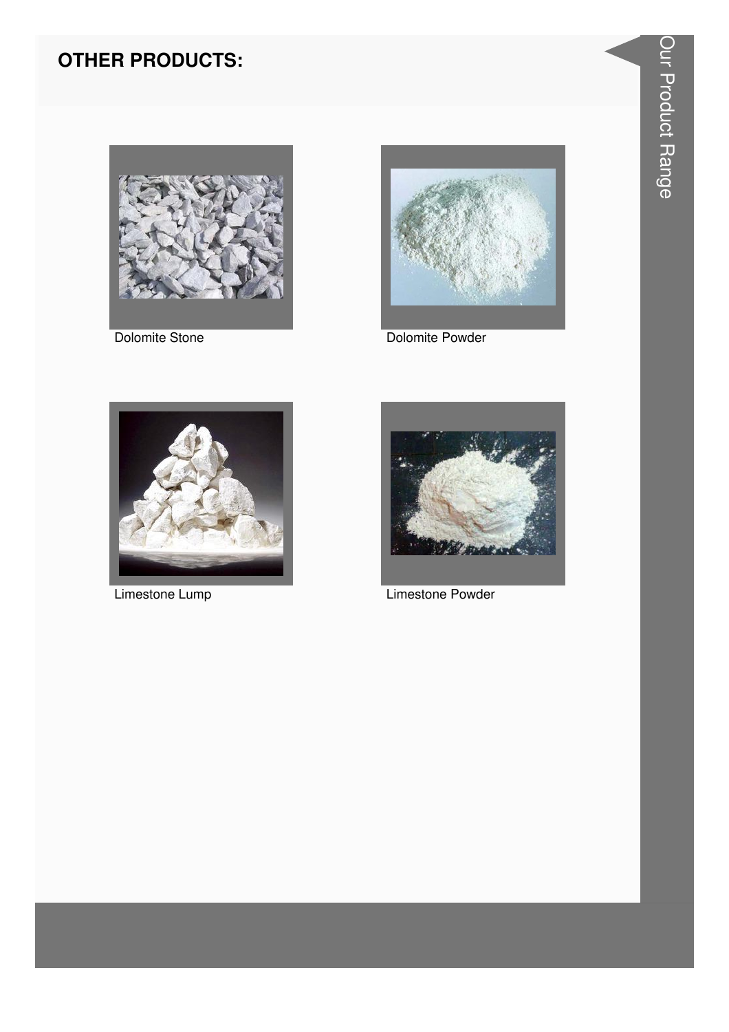## OTHER PRODUCTS:

Dolomite Stone

Dolomite Powder

Limestone Lump

Limestone Powder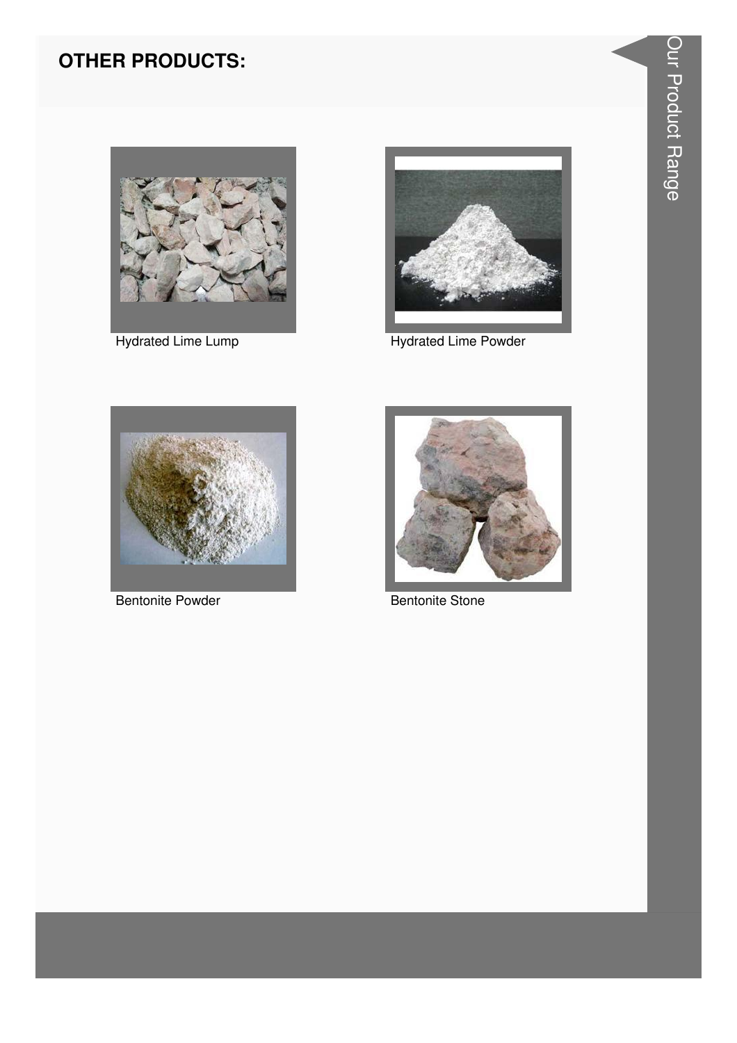## OTHER PRODUCTS:

Hydrated Lime Lump

Hydrated Lime Powder

Bentonite Powder

Bentonite Stone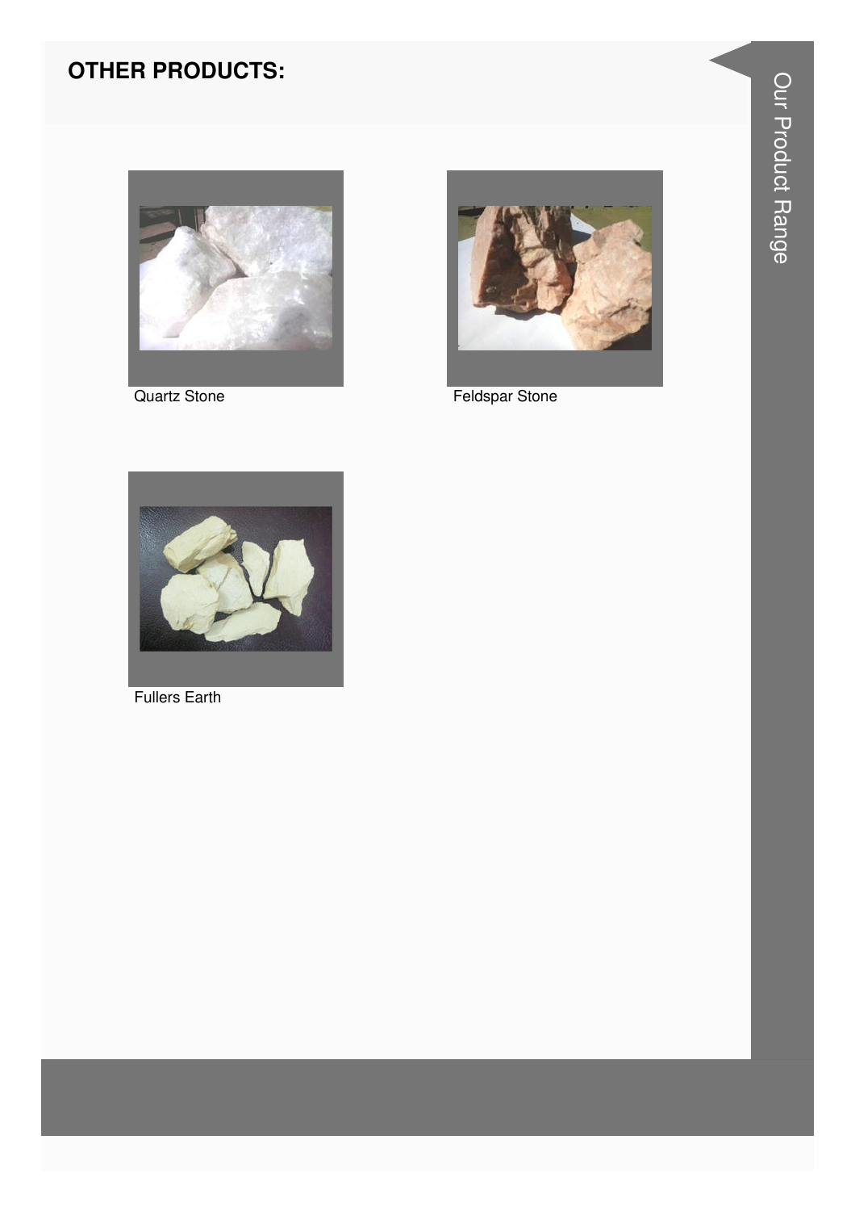## OTHER PRODUCTS:

Quartz Stone

Feldspar Stone

Fullers Earth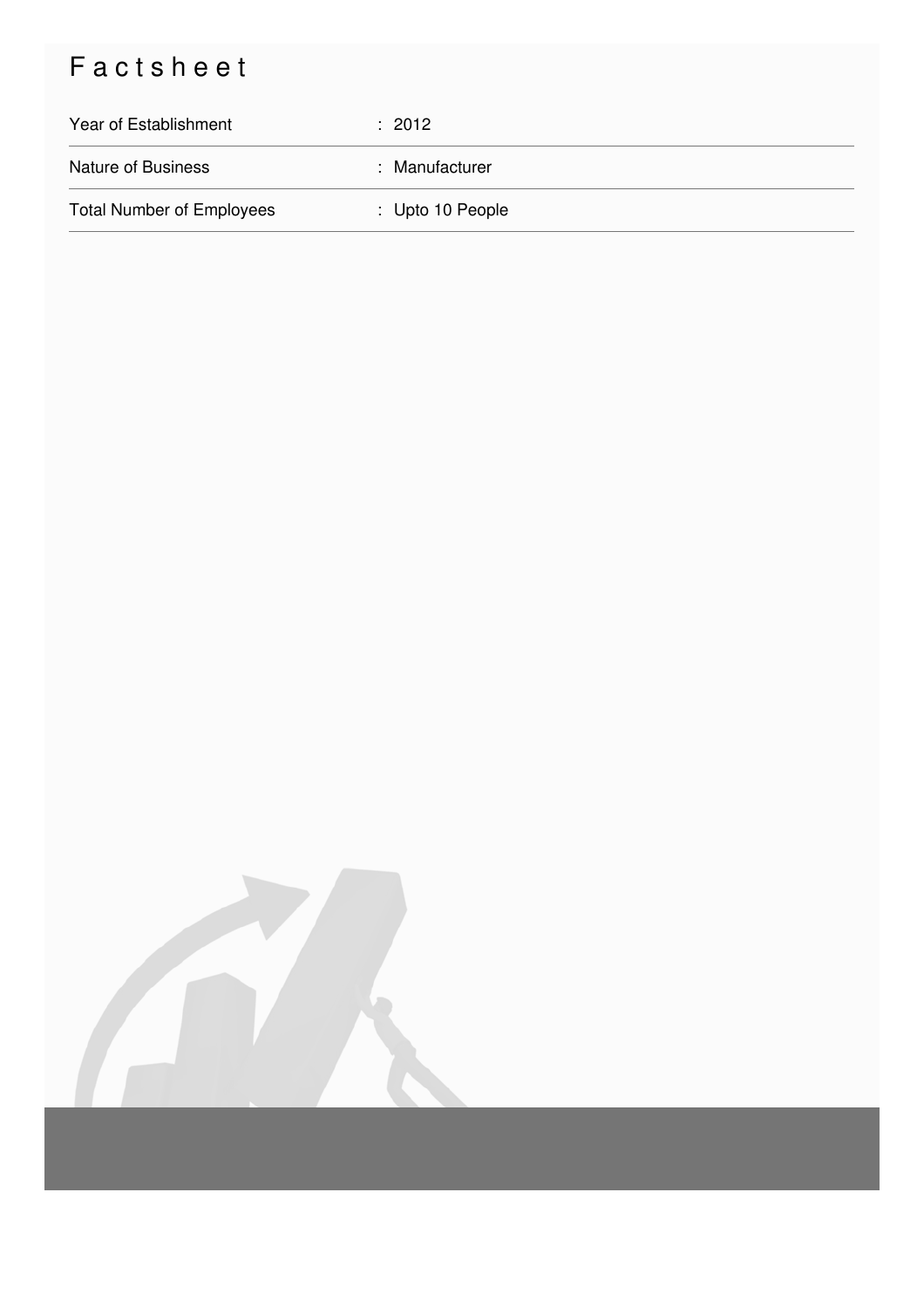# Factsheet

| | |
|---|---|
| Year of Establishment | : 2012 |
| Nature of Business | : Manufacturer |
| Total Number of Employees | : Upto 10 People |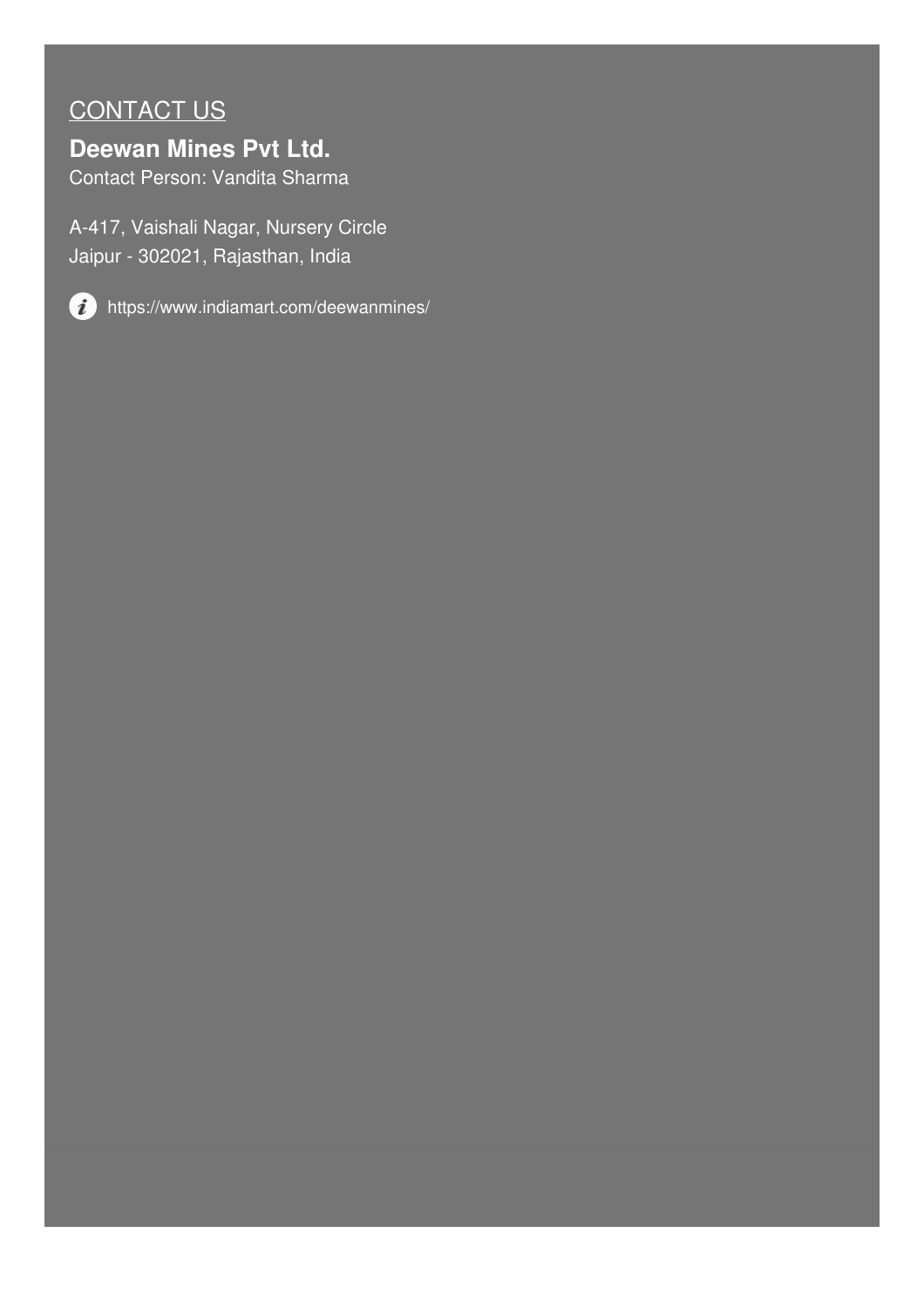## CONTACT US

**Deewan Mines Pvt Ltd.**

Contact Person: Vandita Sharma

A-417, Vaishali Nagar, Nursery Circle
Jaipur - 302021, Rajasthan, India

https://www.indiamart.com/deewanmines/